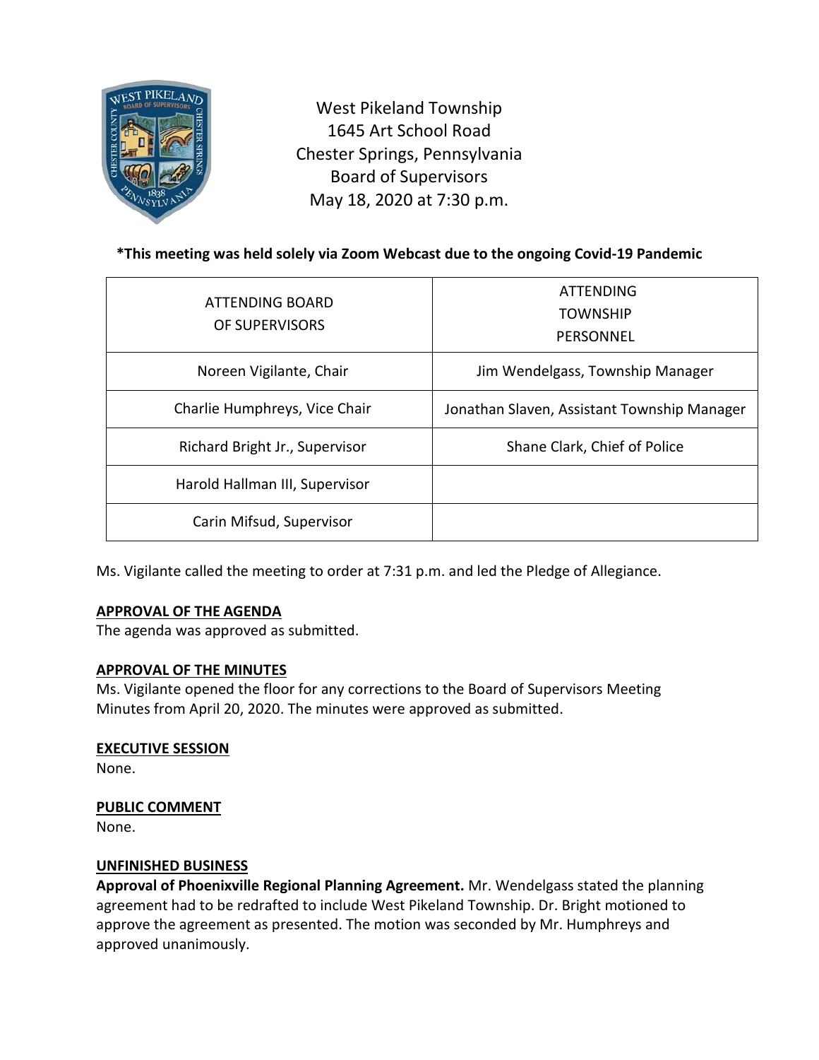West Pikeland Township
1645 Art School Road
Chester Springs, Pennsylvania
Board of Supervisors
May 18, 2020 at 7:30 p.m.

**\*This meeting was held solely via Zoom Webcast due to the ongoing Covid-19 Pandemic**

| ATTENDING BOARD OF SUPERVISORS | ATTENDING TOWNSHIP PERSONNEL |
|---|---|
| Noreen Vigilante, Chair | Jim Wendelgass, Township Manager |
| Charlie Humphreys, Vice Chair | Jonathan Slaven, Assistant Township Manager |
| Richard Bright Jr., Supervisor | Shane Clark, Chief of Police |
| Harold Hallman III, Supervisor | |
| Carin Mifsud, Supervisor | |

Ms. Vigilante called the meeting to order at 7:31 p.m. and led the Pledge of Allegiance.

**APPROVAL OF THE AGENDA**
The agenda was approved as submitted.

**APPROVAL OF THE MINUTES**
Ms. Vigilante opened the floor for any corrections to the Board of Supervisors Meeting Minutes from April 20, 2020. The minutes were approved as submitted.

**EXECUTIVE SESSION**
None.

**PUBLIC COMMENT**
None.

**UNFINISHED BUSINESS**
**Approval of Phoenixville Regional Planning Agreement.** Mr. Wendelgass stated the planning agreement had to be redrafted to include West Pikeland Township. Dr. Bright motioned to approve the agreement as presented. The motion was seconded by Mr. Humphreys and approved unanimously.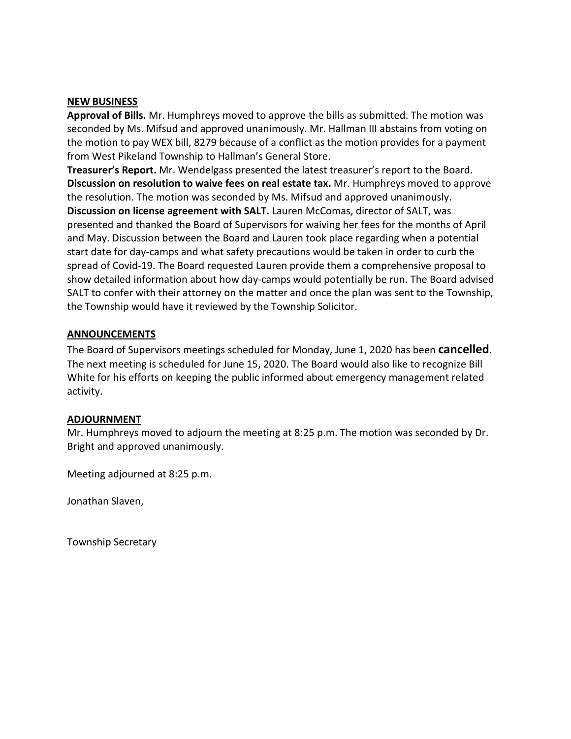## NEW BUSINESS

**Approval of Bills.** Mr. Humphreys moved to approve the bills as submitted. The motion was seconded by Ms. Mifsud and approved unanimously. Mr. Hallman III abstains from voting on the motion to pay WEX bill, 8279 because of a conflict as the motion provides for a payment from West Pikeland Township to Hallman's General Store.

**Treasurer's Report.** Mr. Wendelgass presented the latest treasurer's report to the Board.

**Discussion on resolution to waive fees on real estate tax.** Mr. Humphreys moved to approve the resolution. The motion was seconded by Ms. Mifsud and approved unanimously.

**Discussion on license agreement with SALT.** Lauren McComas, director of SALT, was presented and thanked the Board of Supervisors for waiving her fees for the months of April and May. Discussion between the Board and Lauren took place regarding when a potential start date for day-camps and what safety precautions would be taken in order to curb the spread of Covid-19. The Board requested Lauren provide them a comprehensive proposal to show detailed information about how day-camps would potentially be run. The Board advised SALT to confer with their attorney on the matter and once the plan was sent to the Township, the Township would have it reviewed by the Township Solicitor.

## ANNOUNCEMENTS

The Board of Supervisors meetings scheduled for Monday, June 1, 2020 has been **cancelled**. The next meeting is scheduled for June 15, 2020. The Board would also like to recognize Bill White for his efforts on keeping the public informed about emergency management related activity.

## ADJOURNMENT

Mr. Humphreys moved to adjourn the meeting at 8:25 p.m. The motion was seconded by Dr. Bright and approved unanimously.

Meeting adjourned at 8:25 p.m.

Jonathan Slaven,

Township Secretary